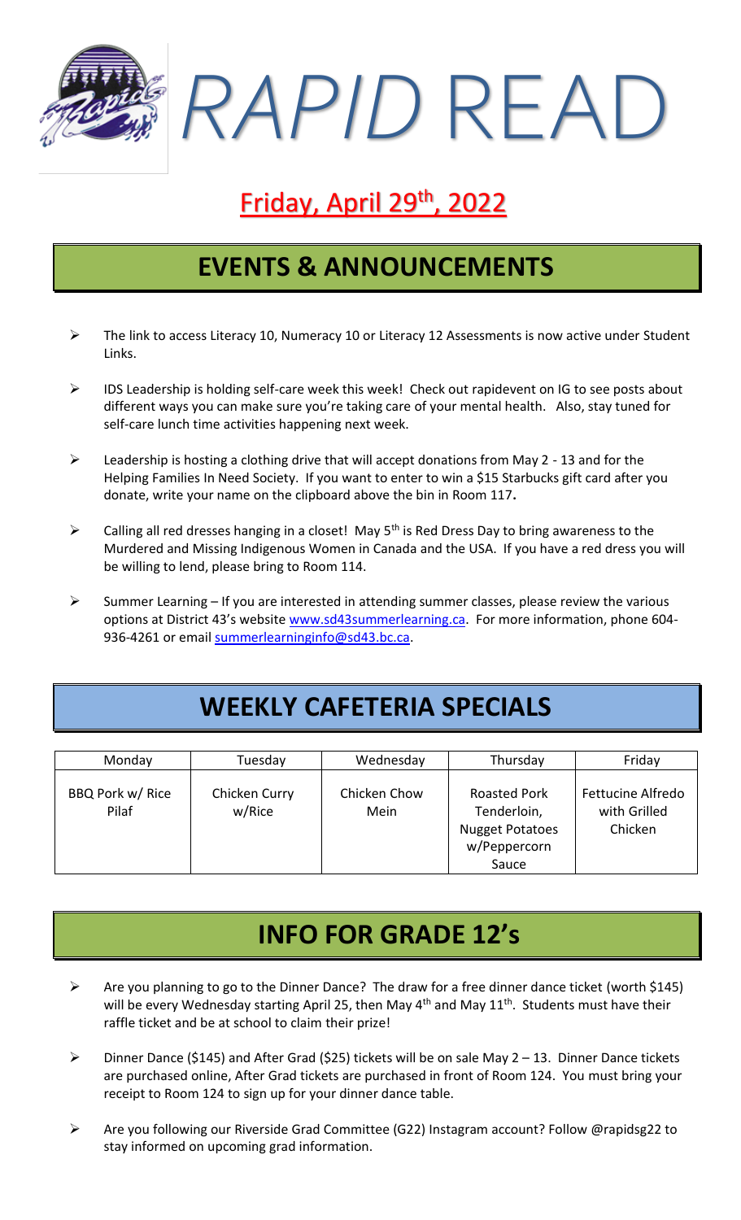# *RAPID* READ

## Friday, April 29th, 2022

## EVENTS & ANNOUNCEMENTS

- The link to access Literacy 10, Numeracy 10 or Literacy 12 Assessments is now active under Student Links.
- IDS Leadership is holding self-care week this week! Check out rapidevent on IG to see posts about different ways you can make sure you're taking care of your mental health. Also, stay tuned for self-care lunch time activities happening next week.
- Leadership is hosting a clothing drive that will accept donations from May 2 - 13 and for the Helping Families In Need Society. If you want to enter to win a $15 Starbucks gift card after you donate, write your name on the clipboard above the bin in Room 117**.**
- Calling all red dresses hanging in a closet! May 5th is Red Dress Day to bring awareness to the Murdered and Missing Indigenous Women in Canada and the USA. If you have a red dress you will be willing to lend, please bring to Room 114.
- Summer Learning – If you are interested in attending summer classes, please review the various options at District 43's website www.sd43summerlearning.ca. For more information, phone 604-936-4261 or email summerlearninginfo@sd43.bc.ca.

## WEEKLY CAFETERIA SPECIALS

| Monday | Tuesday | Wednesday | Thursday | Friday |
|---|---|---|---|---|
| BBQ Pork w/ Rice Pilaf | Chicken Curry w/Rice | Chicken Chow Mein | Roasted Pork Tenderloin, Nugget Potatoes w/Peppercorn Sauce | Fettucine Alfredo with Grilled Chicken |

## INFO FOR GRADE 12's

- Are you planning to go to the Dinner Dance? The draw for a free dinner dance ticket (worth $145) will be every Wednesday starting April 25, then May 4th and May 11th. Students must have their raffle ticket and be at school to claim their prize!
- Dinner Dance ($145) and After Grad ($25) tickets will be on sale May 2 – 13. Dinner Dance tickets are purchased online, After Grad tickets are purchased in front of Room 124. You must bring your receipt to Room 124 to sign up for your dinner dance table.
- Are you following our Riverside Grad Committee (G22) Instagram account? Follow @rapidsg22 to stay informed on upcoming grad information.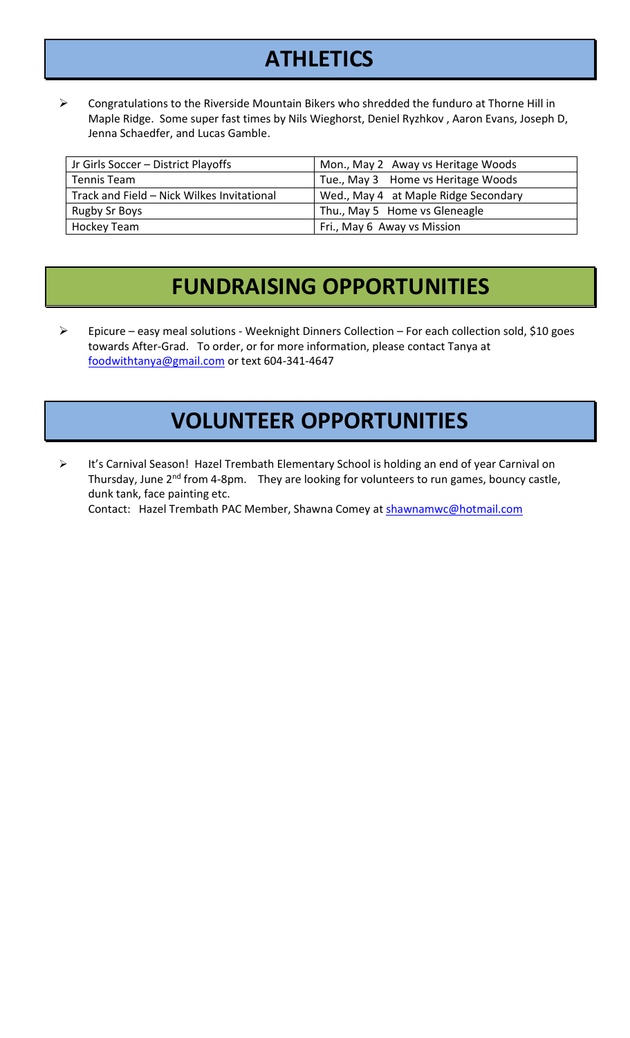# ATHLETICS

- Congratulations to the Riverside Mountain Bikers who shredded the funduro at Thorne Hill in Maple Ridge. Some super fast times by Nils Wieghorst, Deniel Ryzhkov , Aaron Evans, Joseph D, Jenna Schaedfer, and Lucas Gamble.

| | |
|---|---|
| Jr Girls Soccer – District Playoffs | Mon., May 2 Away vs Heritage Woods |
| Tennis Team | Tue., May 3 Home vs Heritage Woods |
| Track and Field – Nick Wilkes Invitational | Wed., May 4 at Maple Ridge Secondary |
| Rugby Sr Boys | Thu., May 5 Home vs Gleneagle |
| Hockey Team | Fri., May 6 Away vs Mission |

# FUNDRAISING OPPORTUNITIES

- Epicure – easy meal solutions - Weeknight Dinners Collection – For each collection sold, $10 goes towards After-Grad. To order, or for more information, please contact Tanya at foodwithtanya@gmail.com or text 604-341-4647

# VOLUNTEER OPPORTUNITIES

- It's Carnival Season! Hazel Trembath Elementary School is holding an end of year Carnival on Thursday, June 2nd from 4-8pm. They are looking for volunteers to run games, bouncy castle, dunk tank, face painting etc.
  Contact: Hazel Trembath PAC Member, Shawna Comey at shawnamwc@hotmail.com